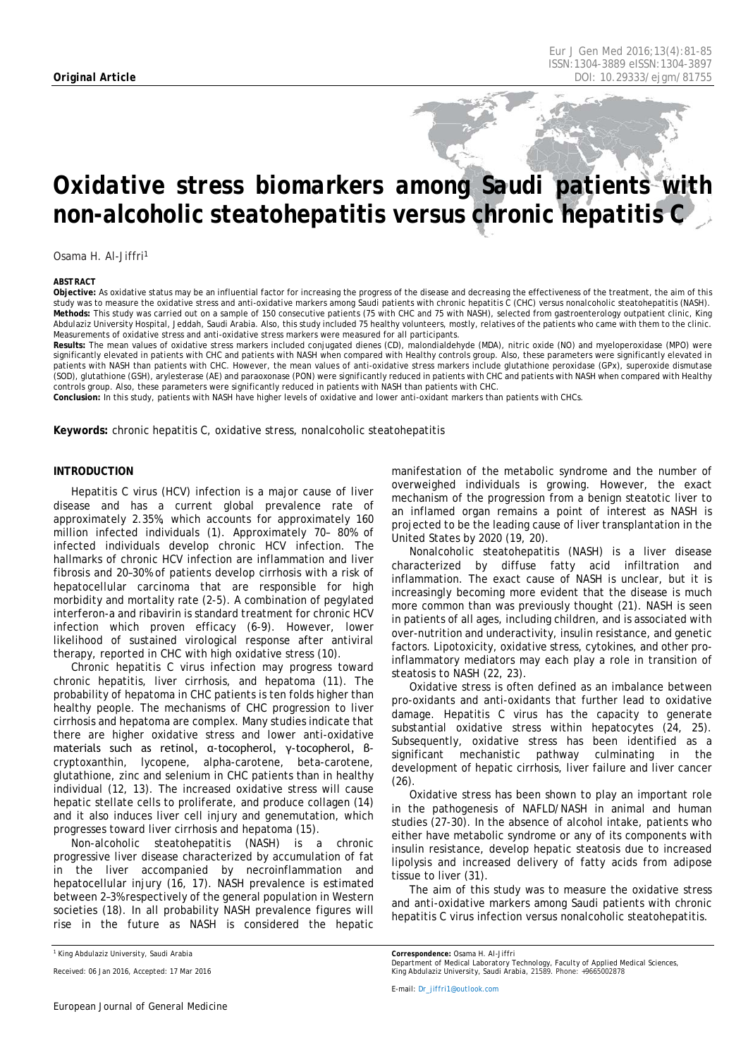**Original Article**

# Oxidative stress biomarkers among Saudi patients with non-alcoholic steatohepatitis versus chronic hepatitis C

Osama H. Al-Jiffri[1]

**ABSTRACT**

**Objective:** As oxidative status may be an influential factor for increasing the progress of the disease and decreasing the effectiveness of the treatment, the aim of this study was to measure the oxidative stress and anti-oxidative markers among Saudi patients with chronic hepatitis C (CHC) versus nonalcoholic steatohepatitis (NASH).

**Methods:** This study was carried out on a sample of 150 consecutive patients (75 with CHC and 75 with NASH), selected from gastroenterology outpatient clinic, King Abdulaziz University Hospital, Jeddah, Saudi Arabia. Also, this study included 75 healthy volunteers, mostly, relatives of the patients who came with them to the clinic. Measurements of oxidative stress and anti-oxidative stress markers were measured for all participants.

**Results:** The mean values of oxidative stress markers included conjugated dienes (CD), malondialdehyde (MDA), nitric oxide (NO) and myeloperoxidase (MPO) were significantly elevated in patients with CHC and patients with NASH when compared with Healthy controls group. Also, these parameters were significantly elevated in patients with NASH than patients with CHC. However, the mean values of anti-oxidative stress markers include glutathione peroxidase (GPx), superoxide dismutase (SOD), glutathione (GSH), arylesterase (AE) and paraoxonase (PON) were significantly reduced in patients with CHC and patients with NASH when compared with Healthy controls group. Also, these parameters were significantly reduced in patients with NASH than patients with CHC.

**Conclusion:** In this study, patients with NASH have higher levels of oxidative and lower anti-oxidant markers than patients with CHCs.

**Keywords:** chronic hepatitis C, oxidative stress, nonalcoholic steatohepatitis

## INTRODUCTION

Hepatitis C virus (HCV) infection is a major cause of liver disease and has a current global prevalence rate of approximately 2.35%, which accounts for approximately 160 million infected individuals (1). Approximately 70– 80% of infected individuals develop chronic HCV infection. The hallmarks of chronic HCV infection are inflammation and liver fibrosis and 20–30% of patients develop cirrhosis with a risk of hepatocellular carcinoma that are responsible for high morbidity and mortality rate (2-5). A combination of pegylated interferon-a and ribavirin is standard treatment for chronic HCV infection which proven efficacy (6-9). However, lower likelihood of sustained virological response after antiviral therapy, reported in CHC with high oxidative stress (10).

Chronic hepatitis C virus infection may progress toward chronic hepatitis, liver cirrhosis, and hepatoma (11). The probability of hepatoma in CHC patients is ten folds higher than healthy people. The mechanisms of CHC progression to liver cirrhosis and hepatoma are complex. Many studies indicate that there are higher oxidative stress and lower anti-oxidative materials such as retinol, α-tocopherol, γ-tocopherol, β-cryptoxanthin, lycopene, alpha-carotene, beta-carotene, glutathione, zinc and selenium in CHC patients than in healthy individual (12, 13). The increased oxidative stress will cause hepatic stellate cells to proliferate, and produce collagen (14) and it also induces liver cell injury and genemutation, which progresses toward liver cirrhosis and hepatoma (15).

Non-alcoholic steatohepatitis (NASH) is a chronic progressive liver disease characterized by accumulation of fat in the liver accompanied by necroinflammation and hepatocellular injury (16, 17). NASH prevalence is estimated between 2–3% respectively of the general population in Western societies (18). In all probability NASH prevalence figures will rise in the future as NASH is considered the hepatic manifestation of the metabolic syndrome and the number of overweighed individuals is growing. However, the exact mechanism of the progression from a benign steatotic liver to an inflamed organ remains a point of interest as NASH is projected to be the leading cause of liver transplantation in the United States by 2020 (19, 20).

Nonalcoholic steatohepatitis (NASH) is a liver disease characterized by diffuse fatty acid infiltration and inflammation. The exact cause of NASH is unclear, but it is increasingly becoming more evident that the disease is much more common than was previously thought (21). NASH is seen in patients of all ages, including children, and is associated with over-nutrition and underactivity, insulin resistance, and genetic factors. Lipotoxicity, oxidative stress, cytokines, and other pro-inflammatory mediators may each play a role in transition of steatosis to NASH (22, 23).

Oxidative stress is often defined as an imbalance between pro-oxidants and anti-oxidants that further lead to oxidative damage. Hepatitis C virus has the capacity to generate substantial oxidative stress within hepatocytes (24, 25). Subsequently, oxidative stress has been identified as a significant mechanistic pathway culminating in the development of hepatic cirrhosis, liver failure and liver cancer (26).

Oxidative stress has been shown to play an important role in the pathogenesis of NAFLD/NASH in animal and human studies (27-30). In the absence of alcohol intake, patients who either have metabolic syndrome or any of its components with insulin resistance, develop hepatic steatosis due to increased lipolysis and increased delivery of fatty acids from adipose tissue to liver (31).

The aim of this study was to measure the oxidative stress and anti-oxidative markers among Saudi patients with chronic hepatitis C virus infection versus nonalcoholic steatohepatitis.

[1] King Abdulaziz University, Saudi Arabia

Received: 06 Jan 2016, Accepted: 17 Mar 2016

**Correspondence:** Osama H. Al-Jiffri
Department of Medical Laboratory Technology, Faculty of Applied Medical Sciences, King Abdulaziz University, Saudi Arabia, 21589. Phone: +9665002878

E-mail: Dr_jiffri1@outlook.com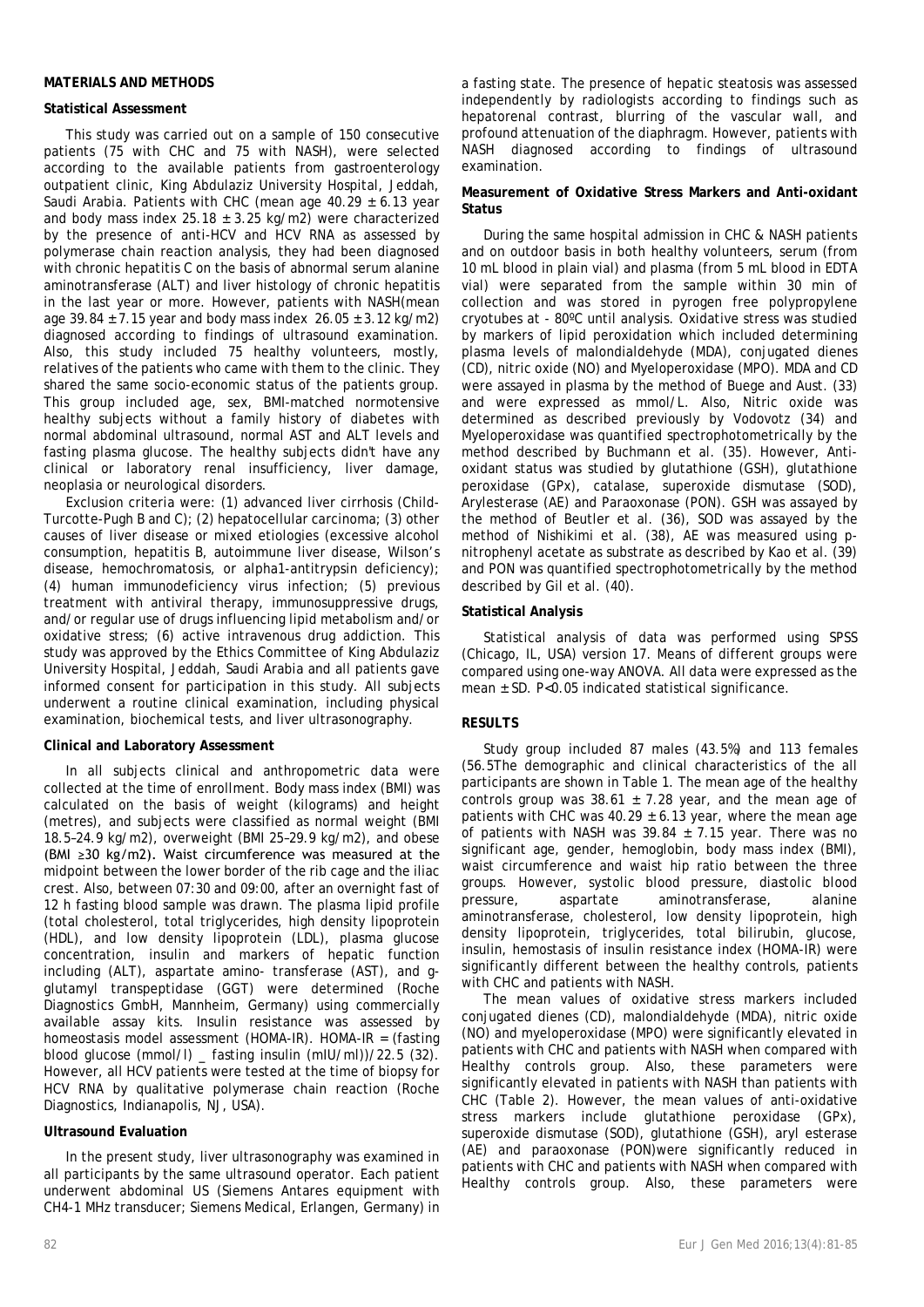## MATERIALS AND METHODS

### Statistical Assessment

This study was carried out on a sample of 150 consecutive patients (75 with CHC and 75 with NASH), were selected according to the available patients from gastroenterology outpatient clinic, King Abdulaziz University Hospital, Jeddah, Saudi Arabia. Patients with CHC (mean age 40.29 ± 6.13 year and body mass index 25.18 ± 3.25 kg/m2) were characterized by the presence of anti-HCV and HCV RNA as assessed by polymerase chain reaction analysis, they had been diagnosed with chronic hepatitis C on the basis of abnormal serum alanine aminotransferase (ALT) and liver histology of chronic hepatitis in the last year or more. However, patients with NASH(mean age 39.84 ± 7.15 year and body mass index 26.05 ± 3.12 kg/m2) diagnosed according to findings of ultrasound examination. Also, this study included 75 healthy volunteers, mostly, relatives of the patients who came with them to the clinic. They shared the same socio-economic status of the patients group. This group included age, sex, BMI-matched normotensive healthy subjects without a family history of diabetes with normal abdominal ultrasound, normal AST and ALT levels and fasting plasma glucose. The healthy subjects didn't have any clinical or laboratory renal insufficiency, liver damage, neoplasia or neurological disorders.

Exclusion criteria were: (1) advanced liver cirrhosis (Child-Turcotte-Pugh B and C); (2) hepatocellular carcinoma; (3) other causes of liver disease or mixed etiologies (excessive alcohol consumption, hepatitis B, autoimmune liver disease, Wilson's disease, hemochromatosis, or alpha1-antitrypsin deficiency); (4) human immunodeficiency virus infection; (5) previous treatment with antiviral therapy, immunosuppressive drugs, and/or regular use of drugs influencing lipid metabolism and/or oxidative stress; (6) active intravenous drug addiction. This study was approved by the Ethics Committee of King Abdulaziz University Hospital, Jeddah, Saudi Arabia and all patients gave informed consent for participation in this study. All subjects underwent a routine clinical examination, including physical examination, biochemical tests, and liver ultrasonography.

### Clinical and Laboratory Assessment

In all subjects clinical and anthropometric data were collected at the time of enrollment. Body mass index (BMI) was calculated on the basis of weight (kilograms) and height (metres), and subjects were classified as normal weight (BMI 18.5–24.9 kg/m2), overweight (BMI 25–29.9 kg/m2), and obese (BMI ≥30 kg/m2). Waist circumference was measured at the midpoint between the lower border of the rib cage and the iliac crest. Also, between 07:30 and 09:00, after an overnight fast of 12 h fasting blood sample was drawn. The plasma lipid profile (total cholesterol, total triglycerides, high density lipoprotein (HDL), and low density lipoprotein (LDL), plasma glucose concentration, insulin and markers of hepatic function including (ALT), aspartate amino- transferase (AST), and g-glutamyl transpeptidase (GGT) were determined (Roche Diagnostics GmbH, Mannheim, Germany) using commercially available assay kits. Insulin resistance was assessed by homeostasis model assessment (HOMA-IR). HOMA-IR = (fasting blood glucose (mmol/l) _ fasting insulin (mIU/ml))/22.5 (32). However, all HCV patients were tested at the time of biopsy for HCV RNA by qualitative polymerase chain reaction (Roche Diagnostics, Indianapolis, NJ, USA).

### Ultrasound Evaluation

In the present study, liver ultrasonography was examined in all participants by the same ultrasound operator. Each patient underwent abdominal US (Siemens Antares equipment with CH4-1 MHz transducer; Siemens Medical, Erlangen, Germany) in a fasting state. The presence of hepatic steatosis was assessed independently by radiologists according to findings such as hepatorenal contrast, blurring of the vascular wall, and profound attenuation of the diaphragm. However, patients with NASH diagnosed according to findings of ultrasound examination.

### Measurement of Oxidative Stress Markers and Anti-oxidant Status

During the same hospital admission in CHC & NASH patients and on outdoor basis in both healthy volunteers, serum (from 10 mL blood in plain vial) and plasma (from 5 mL blood in EDTA vial) were separated from the sample within 30 min of collection and was stored in pyrogen free polypropylene cryotubes at - 80ºC until analysis. Oxidative stress was studied by markers of lipid peroxidation which included determining plasma levels of malondialdehyde (MDA), conjugated dienes (CD), nitric oxide (NO) and Myeloperoxidase (MPO). MDA and CD were assayed in plasma by the method of Buege and Aust. (33) and were expressed as mmol/L. Also, Nitric oxide was determined as described previously by Vodovotz (34) and Myeloperoxidase was quantified spectrophotometrically by the method described by Buchmann et al. (35). However, Anti-oxidant status was studied by glutathione (GSH), glutathione peroxidase (GPx), catalase, superoxide dismutase (SOD), Arylesterase (AE) and Paraoxonase (PON). GSH was assayed by the method of Beutler et al. (36), SOD was assayed by the method of Nishikimi et al. (38), AE was measured using p-nitrophenyl acetate as substrate as described by Kao et al. (39) and PON was quantified spectrophotometrically by the method described by Gil et al. (40).

### Statistical Analysis

Statistical analysis of data was performed using SPSS (Chicago, IL, USA) version 17. Means of different groups were compared using one-way ANOVA. All data were expressed as the mean ± SD. $P<0.05$ indicated statistical significance.

## RESULTS

Study group included 87 males (43.5%) and 113 females (56.5The demographic and clinical characteristics of the all participants are shown in Table 1. The mean age of the healthy controls group was 38.61 ± 7.28 year, and the mean age of patients with CHC was 40.29 ± 6.13 year, where the mean age of patients with NASH was 39.84 ± 7.15 year. There was no significant age, gender, hemoglobin, body mass index (BMI), waist circumference and waist hip ratio between the three groups. However, systolic blood pressure, diastolic blood pressure, aspartate aminotransferase, alanine aminotransferase, cholesterol, low density lipoprotein, high density lipoprotein, triglycerides, total bilirubin, glucose, insulin, hemostasis of insulin resistance index (HOMA-IR) were significantly different between the healthy controls, patients with CHC and patients with NASH.

The mean values of oxidative stress markers included conjugated dienes (CD), malondialdehyde (MDA), nitric oxide (NO) and myeloperoxidase (MPO) were significantly elevated in patients with CHC and patients with NASH when compared with Healthy controls group. Also, these parameters were significantly elevated in patients with NASH than patients with CHC (Table 2). However, the mean values of anti-oxidative stress markers include glutathione peroxidase (GPx), superoxide dismutase (SOD), glutathione (GSH), aryl esterase (AE) and paraoxonase (PON)were significantly reduced in patients with CHC and patients with NASH when compared with Healthy controls group. Also, these parameters were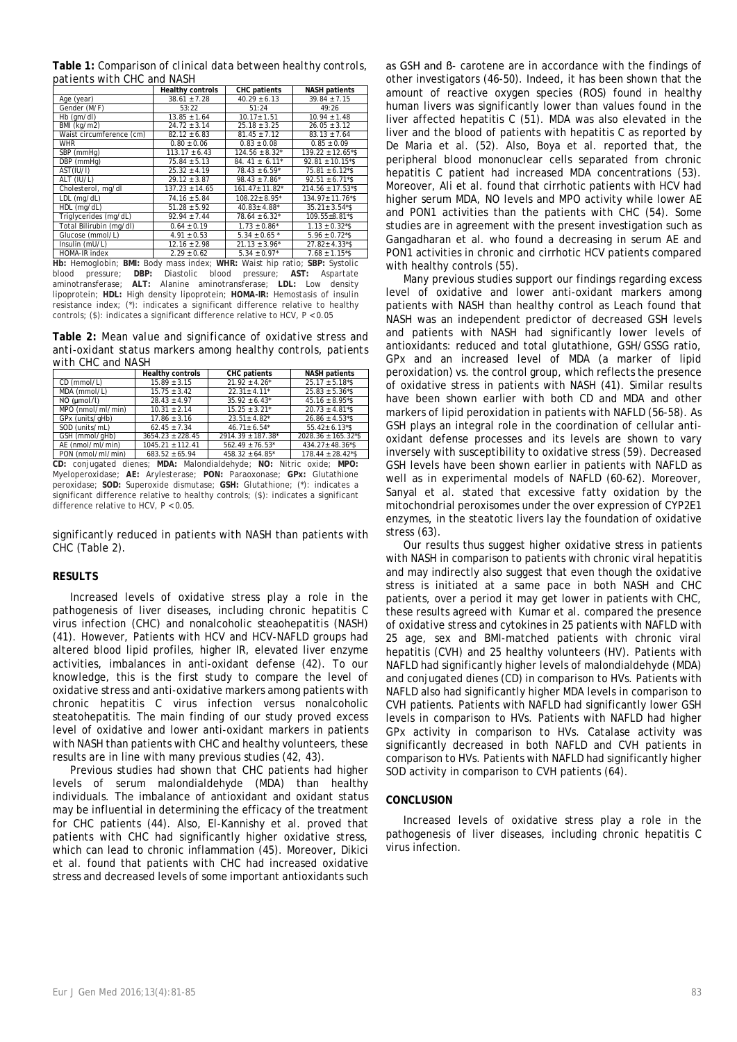**Table 1:** Comparison of clinical data between healthy controls, patients with CHC and NASH

| | Healthy controls | CHC patients | NASH patients |
|---|---|---|---|
| Age (year) | 38.61 ± 7.28 | 40.29 ± 6.13 | 39.84 ± 7.15 |
| Gender (M/F) | 53:22 | 51:24 | 49:26 |
| Hb (gm/dl) | 13.85 ± 1.64 | 10.17± 1.51 | 10.94 ± 1.48 |
| BMI (kg/m2) | 24.72 ± 3.14 | 25.18 ± 3.25 | 26.05 ± 3.12 |
| Waist circumference (cm) | 82.12 ± 6.83 | 81.45 ± 7.12 | 83.13 ± 7.64 |
| WHR | 0.80 ± 0.06 | 0.83 ± 0.08 | 0.85 ± 0.09 |
| SBP (mmHg) | 113.17 ± 6.43 | 124.56 ± 8.32* | 139.22 ± 12.65*$ |
| DBP (mmHg) | 75.84 ± 5.13 | 84. 41 ± 6.11* | 92.81 ± 10.15*$ |
| AST(IU/l) | 25.32 ± 4.19 | 78.43 ± 6.59* | 75.81 ± 6.12*$ |
| ALT (IU/L) | 29.12 ± 3.87 | 98.43 ± 7.86* | 92.51 ± 6.71*$ |
| Cholesterol, mg/dl | 137.23 ± 14.65 | 161.47± 11.82* | 214.56 ± 17.53*$ |
| LDL (mg/dL) | 74.16 ± 5.84 | 108.22± 8.95* | 134.97± 11.76*$ |
| HDL (mg/dL) | 51.28 ± 5.92 | 40.83± 4.88* | 35.21± 3.54*$ |
| Triglycerides (mg/dL) | 92.94 ± 7.44 | 78.64 ± 6.32* | 109.55±8.81*$ |
| Total Bilirubin (mg/dl) | 0.64 ± 0.19 | 1.73 ± 0.86* | 1.13 ± 0.32*$ |
| Glucose (mmol/L) | 4.91 ± 0.53 | 5.34 ± 0.65 * | 5.96 ± 0.72*$ |
| Insulin (mU/L) | 12.16 ± 2.98 | 21.13 ± 3.96* | 27.82± 4.33*$ |
| HOMA-IR index | 2.29 ± 0.62 | 5.34 ± 0.97* | 7.68 ± 1.15*$ |

**Hb:** Hemoglobin; **BMI:** Body mass index; **WHR:** Waist hip ratio; **SBP:** Systolic blood pressure; **DBP:** Diastolic blood pressure; **AST:** Aspartate aminotransferase; **ALT:** Alanine aminotransferase; **LDL:** Low density lipoprotein; **HDL:** High density lipoprotein; **HOMA-IR:** Hemostasis of insulin resistance index; (*): indicates a significant difference relative to healthy controls; ($): indicates a significant difference relative to HCV, $P < 0.05$

**Table 2:** Mean value and significance of oxidative stress and anti-oxidant status markers among healthy controls, patients with CHC and NASH

| | Healthy controls | CHC patients | NASH patients |
|---|---|---|---|
| CD (mmol/L) | 15.89 ± 3.15 | 21.92 ± 4.26* | 25.17 ± 5.18*$ |
| MDA (mmol/L) | 15.75 ± 3.42 | 22.31± 4.11* | 25.83 ± 5.36*$ |
| NO (μmol/l) | 28.43 ± 4.97 | 35.92 ± 6.43* | 45.16 ± 8.95*$ |
| MPO (nmol/ml/min) | 10.31 ± 2.14 | 15.25 ± 3.21* | 20.73 ± 4.81*$ |
| GPx (units/gHb) | 17.86 ± 3.16 | 23.51± 4.82* | 26.86 ± 4.53*$ |
| SOD (units/mL) | 62.45 ± 7.34 | 46.71± 6.54* | 55.42± 6.13*$ |
| GSH (mmol/gHb) | 3654.23 ± 228.45 | 2914.39 ± 187.38* | 2028.36 ± 165.32*$ |
| AE (nmol/ml/min) | 1045.21 ± 112.41 | 562.49 ± 76.53* | 434.27± 48.36*$ |
| PON (nmol/ml/min) | 683.52 ± 65.94 | 458.32 ± 64.85* | 178.44 ± 28.42*$ |

**CD:** conjugated dienes; **MDA:** Malondialdehyde; **NO:** Nitric oxide; **MPO:** Myeloperoxidase; **AE:** Arylesterase; **PON:** Paraoxonase; **GPx:** Glutathione peroxidase; **SOD:** Superoxide dismutase; **GSH:** Glutathione; (*): indicates a significant difference relative to healthy controls; ($): indicates a significant difference relative to HCV, $P < 0.05$.

significantly reduced in patients with NASH than patients with CHC (Table 2).

## RESULTS

Increased levels of oxidative stress play a role in the pathogenesis of liver diseases, including chronic hepatitis C virus infection (CHC) and nonalcoholic steaohepatitis (NASH) (41). However, Patients with HCV and HCV-NAFLD groups had altered blood lipid profiles, higher IR, elevated liver enzyme activities, imbalances in anti-oxidant defense (42). To our knowledge, this is the first study to compare the level of oxidative stress and anti-oxidative markers among patients with chronic hepatitis C virus infection versus nonalcoholic steatohepatitis. The main finding of our study proved excess level of oxidative and lower anti-oxidant markers in patients with NASH than patients with CHC and healthy volunteers, these results are in line with many previous studies (42, 43).

Previous studies had shown that CHC patients had higher levels of serum malondialdehyde (MDA) than healthy individuals. The imbalance of antioxidant and oxidant status may be influential in determining the efficacy of the treatment for CHC patients (44). Also, El-Kannishy et al. proved that patients with CHC had significantly higher oxidative stress, which can lead to chronic inflammation (45). Moreover, Dikici et al. found that patients with CHC had increased oxidative stress and decreased levels of some important antioxidants such as GSH and ß- carotene are in accordance with the findings of other investigators (46-50). Indeed, it has been shown that the amount of reactive oxygen species (ROS) found in healthy human livers was significantly lower than values found in the liver affected hepatitis C (51). MDA was also elevated in the liver and the blood of patients with hepatitis C as reported by De Maria et al. (52). Also, Boya et al. reported that, the peripheral blood mononuclear cells separated from chronic hepatitis C patient had increased MDA concentrations (53). Moreover, Ali et al. found that cirrhotic patients with HCV had higher serum MDA, NO levels and MPO activity while lower AE and PON1 activities than the patients with CHC (54). Some studies are in agreement with the present investigation such as Gangadharan et al. who found a decreasing in serum AE and PON1 activities in chronic and cirrhotic HCV patients compared with healthy controls (55).

Many previous studies support our findings regarding excess level of oxidative and lower anti-oxidant markers among patients with NASH than healthy control as Leach found that NASH was an independent predictor of decreased GSH levels and patients with NASH had significantly lower levels of antioxidants: reduced and total glutathione, GSH/GSSG ratio, GPx and an increased level of MDA (a marker of lipid peroxidation) vs. the control group, which reflects the presence of oxidative stress in patients with NASH (41). Similar results have been shown earlier with both CD and MDA and other markers of lipid peroxidation in patients with NAFLD (56-58). As GSH plays an integral role in the coordination of cellular anti-oxidant defense processes and its levels are shown to vary inversely with susceptibility to oxidative stress (59). Decreased GSH levels have been shown earlier in patients with NAFLD as well as in experimental models of NAFLD (60-62). Moreover, Sanyal et al. stated that excessive fatty oxidation by the mitochondrial peroxisomes under the over expression of CYP2E1 enzymes, in the steatotic livers lay the foundation of oxidative stress (63).

Our results thus suggest higher oxidative stress in patients with NASH in comparison to patients with chronic viral hepatitis and may indirectly also suggest that even though the oxidative stress is initiated at a same pace in both NASH and CHC patients, over a period it may get lower in patients with CHC, these results agreed with Kumar et al. compared the presence of oxidative stress and cytokines in 25 patients with NAFLD with 25 age, sex and BMI-matched patients with chronic viral hepatitis (CVH) and 25 healthy volunteers (HV). Patients with NAFLD had significantly higher levels of malondialdehyde (MDA) and conjugated dienes (CD) in comparison to HVs. Patients with NAFLD also had significantly higher MDA levels in comparison to CVH patients. Patients with NAFLD had significantly lower GSH levels in comparison to HVs. Patients with NAFLD had higher GPx activity in comparison to HVs. Catalase activity was significantly decreased in both NAFLD and CVH patients in comparison to HVs. Patients with NAFLD had significantly higher SOD activity in comparison to CVH patients (64).

## CONCLUSION

Increased levels of oxidative stress play a role in the pathogenesis of liver diseases, including chronic hepatitis C virus infection.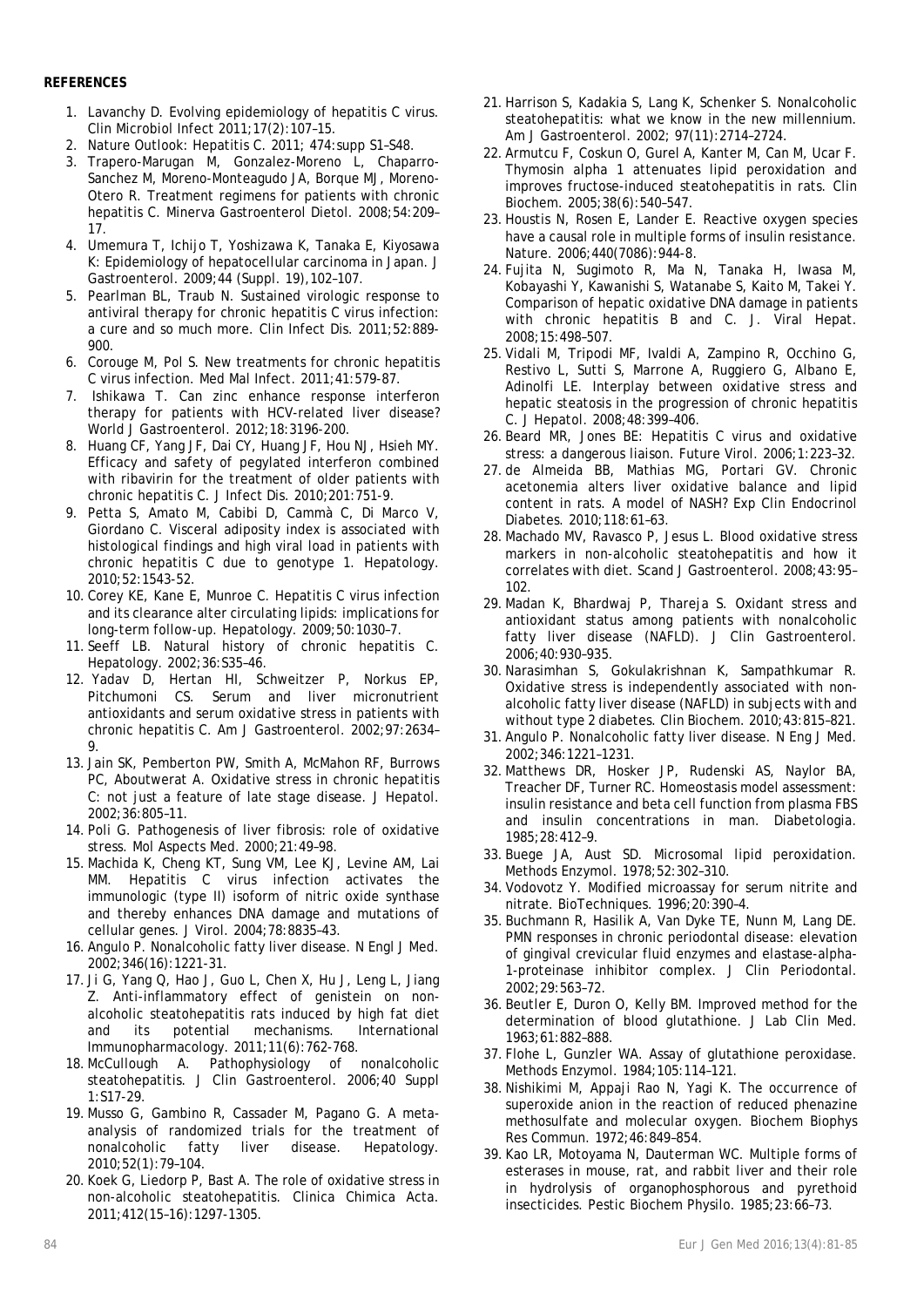**REFERENCES**

1. Lavanchy D. Evolving epidemiology of hepatitis C virus. Clin Microbiol Infect 2011;17(2):107–15.
2. Nature Outlook: Hepatitis C. 2011; 474:supp S1–S48.
3. Trapero-Marugan M, Gonzalez-Moreno L, Chaparro-Sanchez M, Moreno-Monteagudo JA, Borque MJ, Moreno-Otero R. Treatment regimens for patients with chronic hepatitis C. Minerva Gastroenterol Dietol. 2008;54:209–17.
4. Umemura T, Ichijo T, Yoshizawa K, Tanaka E, Kiyosawa K: Epidemiology of hepatocellular carcinoma in Japan. J Gastroenterol. 2009;44 (Suppl. 19),102–107.
5. Pearlman BL, Traub N. Sustained virologic response to antiviral therapy for chronic hepatitis C virus infection: a cure and so much more. Clin Infect Dis. 2011;52:889-900.
6. Corouge M, Pol S. New treatments for chronic hepatitis C virus infection. Med Mal Infect. 2011;41:579-87.
7. Ishikawa T. Can zinc enhance response interferon therapy for patients with HCV-related liver disease? World J Gastroenterol. 2012;18:3196-200.
8. Huang CF, Yang JF, Dai CY, Huang JF, Hou NJ, Hsieh MY. Efficacy and safety of pegylated interferon combined with ribavirin for the treatment of older patients with chronic hepatitis C. J Infect Dis. 2010;201:751-9.
9. Petta S, Amato M, Cabibi D, Cammà C, Di Marco V, Giordano C. Visceral adiposity index is associated with histological findings and high viral load in patients with chronic hepatitis C due to genotype 1. Hepatology. 2010;52:1543-52.
10. Corey KE, Kane E, Munroe C. Hepatitis C virus infection and its clearance alter circulating lipids: implications for long-term follow-up. Hepatology. 2009;50:1030–7.
11. Seeff LB. Natural history of chronic hepatitis C. Hepatology. 2002;36:S35–46.
12. Yadav D, Hertan HI, Schweitzer P, Norkus EP, Pitchumoni CS. Serum and liver micronutrient antioxidants and serum oxidative stress in patients with chronic hepatitis C. Am J Gastroenterol. 2002;97:2634–9.
13. Jain SK, Pemberton PW, Smith A, McMahon RF, Burrows PC, Aboutwerat A. Oxidative stress in chronic hepatitis C: not just a feature of late stage disease. J Hepatol. 2002;36:805–11.
14. Poli G. Pathogenesis of liver fibrosis: role of oxidative stress. Mol Aspects Med. 2000;21:49–98.
15. Machida K, Cheng KT, Sung VM, Lee KJ, Levine AM, Lai MM. Hepatitis C virus infection activates the immunologic (type II) isoform of nitric oxide synthase and thereby enhances DNA damage and mutations of cellular genes. J Virol. 2004;78:8835–43.
16. Angulo P. Nonalcoholic fatty liver disease. N Engl J Med. 2002;346(16):1221-31.
17. Ji G, Yang Q, Hao J, Guo L, Chen X, Hu J, Leng L, Jiang Z. Anti-inflammatory effect of genistein on non-alcoholic steatohepatitis rats induced by high fat diet and its potential mechanisms. International Immunopharmacology. 2011;11(6):762-768.
18. McCullough A. Pathophysiology of nonalcoholic steatohepatitis. J Clin Gastroenterol. 2006;40 Suppl 1:S17-29.
19. Musso G, Gambino R, Cassader M, Pagano G. A meta-analysis of randomized trials for the treatment of nonalcoholic fatty liver disease. Hepatology. 2010;52(1):79–104.
20. Koek G, Liedorp P, Bast A. The role of oxidative stress in non-alcoholic steatohepatitis. Clinica Chimica Acta. 2011;412(15–16):1297-1305.
21. Harrison S, Kadakia S, Lang K, Schenker S. Nonalcoholic steatohepatitis: what we know in the new millennium. Am J Gastroenterol. 2002; 97(11):2714–2724.
22. Armutcu F, Coskun O, Gurel A, Kanter M, Can M, Ucar F. Thymosin alpha 1 attenuates lipid peroxidation and improves fructose-induced steatohepatitis in rats. Clin Biochem. 2005;38(6):540–547.
23. Houstis N, Rosen E, Lander E. Reactive oxygen species have a causal role in multiple forms of insulin resistance. Nature. 2006;440(7086):944-8.
24. Fujita N, Sugimoto R, Ma N, Tanaka H, Iwasa M, Kobayashi Y, Kawanishi S, Watanabe S, Kaito M, Takei Y. Comparison of hepatic oxidative DNA damage in patients with chronic hepatitis B and C. J. Viral Hepat. 2008;15:498–507.
25. Vidali M, Tripodi MF, Ivaldi A, Zampino R, Occhino G, Restivo L, Sutti S, Marrone A, Ruggiero G, Albano E, Adinolfi LE. Interplay between oxidative stress and hepatic steatosis in the progression of chronic hepatitis C. J Hepatol. 2008;48:399–406.
26. Beard MR, Jones BE: Hepatitis C virus and oxidative stress: a dangerous liaison. Future Virol. 2006;1:223–32.
27. de Almeida BB, Mathias MG, Portari GV. Chronic acetonemia alters liver oxidative balance and lipid content in rats. A model of NASH? Exp Clin Endocrinol Diabetes. 2010;118:61–63.
28. Machado MV, Ravasco P, Jesus L. Blood oxidative stress markers in non-alcoholic steatohepatitis and how it correlates with diet. Scand J Gastroenterol. 2008;43:95–102.
29. Madan K, Bhardwaj P, Thareja S. Oxidant stress and antioxidant status among patients with nonalcoholic fatty liver disease (NAFLD). J Clin Gastroenterol. 2006;40:930–935.
30. Narasimhan S, Gokulakrishnan K, Sampathkumar R. Oxidative stress is independently associated with non-alcoholic fatty liver disease (NAFLD) in subjects with and without type 2 diabetes. Clin Biochem. 2010;43:815–821.
31. Angulo P. Nonalcoholic fatty liver disease. N Eng J Med. 2002;346:1221-1231.
32. Matthews DR, Hosker JP, Rudenski AS, Naylor BA, Treacher DF, Turner RC. Homeostasis model assessment: insulin resistance and beta cell function from plasma FBS and insulin concentrations in man. Diabetologia. 1985;28:412–9.
33. Buege JA, Aust SD. Microsomal lipid peroxidation. Methods Enzymol. 1978;52:302–310.
34. Vodovotz Y. Modified microassay for serum nitrite and nitrate. BioTechniques. 1996;20:390–4.
35. Buchmann R, Hasilik A, Van Dyke TE, Nunn M, Lang DE. PMN responses in chronic periodontal disease: elevation of gingival crevicular fluid enzymes and elastase-alpha-1-proteinase inhibitor complex. J Clin Periodontal. 2002;29:563–72.
36. Beutler E, Duron O, Kelly BM. Improved method for the determination of blood glutathione. J Lab Clin Med. 1963;61:882–888.
37. Flohe L, Gunzler WA. Assay of glutathione peroxidase. Methods Enzymol. 1984;105:114–121.
38. Nishikimi M, Appaji Rao N, Yagi K. The occurrence of superoxide anion in the reaction of reduced phenazine methosulfate and molecular oxygen. Biochem Biophys Res Commun. 1972;46:849–854.
39. Kao LR, Motoyama N, Dauterman WC. Multiple forms of esterases in mouse, rat, and rabbit liver and their role in hydrolysis of organophosphorous and pyrethoid insecticides. Pestic Biochem Physilo. 1985;23:66–73.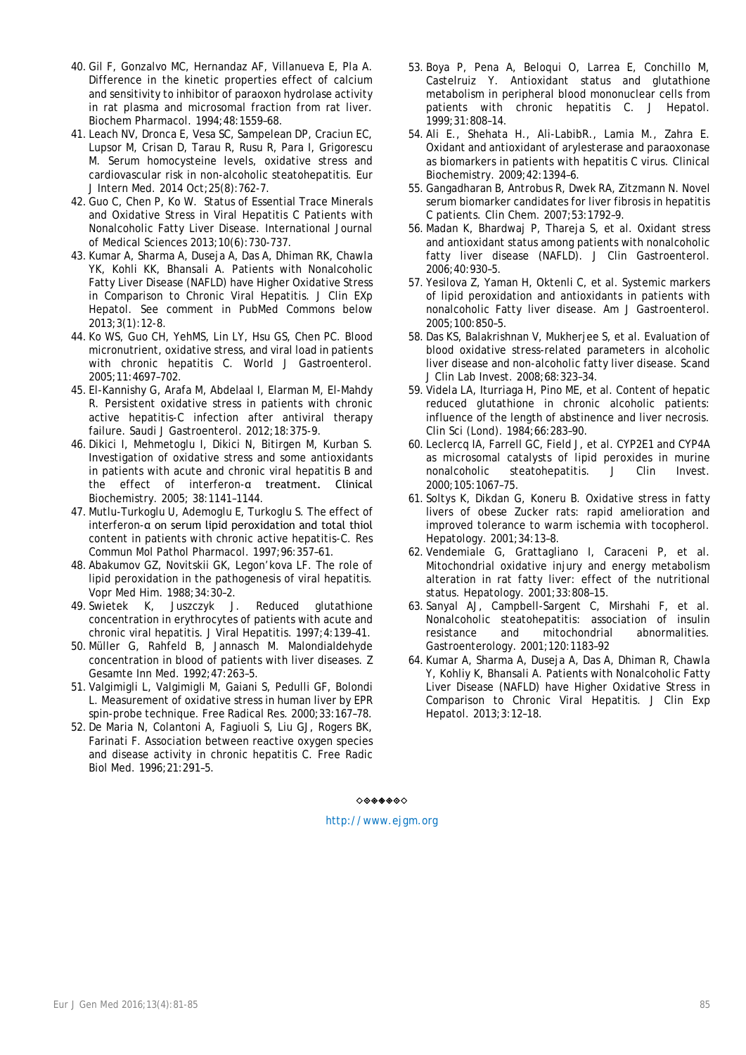40. Gil F, Gonzalvo MC, Hernandaz AF, Villanueva E, Pla A. Difference in the kinetic properties effect of calcium and sensitivity to inhibitor of paraoxon hydrolase activity in rat plasma and microsomal fraction from rat liver. Biochem Pharmacol. 1994;48:1559–68.
41. Leach NV, Dronca E, Vesa SC, Sampelean DP, Craciun EC, Lupsor M, Crisan D, Tarau R, Rusu R, Para I, Grigorescu M. Serum homocysteine levels, oxidative stress and cardiovascular risk in non-alcoholic steatohepatitis. Eur J Intern Med. 2014 Oct;25(8):762-7.
42. Guo C, Chen P, Ko W. Status of Essential Trace Minerals and Oxidative Stress in Viral Hepatitis C Patients with Nonalcoholic Fatty Liver Disease. International Journal of Medical Sciences 2013;10(6):730-737.
43. Kumar A, Sharma A, Duseja A, Das A, Dhiman RK, Chawla YK, Kohli KK, Bhansali A. Patients with Nonalcoholic Fatty Liver Disease (NAFLD) have Higher Oxidative Stress in Comparison to Chronic Viral Hepatitis. J Clin EXp Hepatol. See comment in PubMed Commons below 2013;3(1):12-8.
44. Ko WS, Guo CH, YehMS, Lin LY, Hsu GS, Chen PC. Blood micronutrient, oxidative stress, and viral load in patients with chronic hepatitis C. World J Gastroenterol. 2005;11:4697–702.
45. El-Kannishy G, Arafa M, Abdelaal I, Elarman M, El-Mahdy R. Persistent oxidative stress in patients with chronic active hepatitis-C infection after antiviral therapy failure. Saudi J Gastroenterol. 2012;18:375-9.
46. Dikici I, Mehmetoglu I, Dikici N, Bitirgen M, Kurban S. Investigation of oxidative stress and some antioxidants in patients with acute and chronic viral hepatitis B and the effect of interferon-α treatment. Clinical Biochemistry. 2005; 38:1141–1144.
47. Mutlu-Turkoglu U, Ademoglu E, Turkoglu S. The effect of interferon-α on serum lipid peroxidation and total thiol content in patients with chronic active hepatitis-C. Res Commun Mol Pathol Pharmacol. 1997;96:357–61.
48. Abakumov GZ, Novitskii GK, Legon'kova LF. The role of lipid peroxidation in the pathogenesis of viral hepatitis. Vopr Med Him. 1988;34:30–2.
49. Swietek K, Juszczyk J. Reduced glutathione concentration in erythrocytes of patients with acute and chronic viral hepatitis. J Viral Hepatitis. 1997;4:139–41.
50. Müller G, Rahfeld B, Jannasch M. Malondialdehyde concentration in blood of patients with liver diseases. Z Gesamte Inn Med. 1992;47:263–5.
51. Valgimigli L, Valgimigli M, Gaiani S, Pedulli GF, Bolondi L. Measurement of oxidative stress in human liver by EPR spin-probe technique. Free Radical Res. 2000;33:167–78.
52. De Maria N, Colantoni A, Fagiuoli S, Liu GJ, Rogers BK, Farinati F. Association between reactive oxygen species and disease activity in chronic hepatitis C. Free Radic Biol Med. 1996;21:291–5.
53. Boya P, Pena A, Beloqui O, Larrea E, Conchillo M, Castelruiz Y. Antioxidant status and glutathione metabolism in peripheral blood mononuclear cells from patients with chronic hepatitis C. J Hepatol. 1999;31:808–14.
54. Ali E., Shehata H., Ali-LabibR., Lamia M., Zahra E. Oxidant and antioxidant of arylesterase and paraoxonase as biomarkers in patients with hepatitis C virus. Clinical Biochemistry. 2009;42:1394–6.
55. Gangadharan B, Antrobus R, Dwek RA, Zitzmann N. Novel serum biomarker candidates for liver fibrosis in hepatitis C patients. Clin Chem. 2007;53:1792–9.
56. Madan K, Bhardwaj P, Thareja S, et al. Oxidant stress and antioxidant status among patients with nonalcoholic fatty liver disease (NAFLD). J Clin Gastroenterol. 2006;40:930–5.
57. Yesilova Z, Yaman H, Oktenli C, et al. Systemic markers of lipid peroxidation and antioxidants in patients with nonalcoholic Fatty liver disease. Am J Gastroenterol. 2005;100:850–5.
58. Das KS, Balakrishnan V, Mukherjee S, et al. Evaluation of blood oxidative stress-related parameters in alcoholic liver disease and non-alcoholic fatty liver disease. Scand J Clin Lab Invest. 2008;68:323–34.
59. Videla LA, Iturriaga H, Pino ME, et al. Content of hepatic reduced glutathione in chronic alcoholic patients: influence of the length of abstinence and liver necrosis. Clin Sci (Lond). 1984;66:283–90.
60. Leclercq IA, Farrell GC, Field J, et al. CYP2E1 and CYP4A as microsomal catalysts of lipid peroxides in murine nonalcoholic steatohepatitis. J Clin Invest. 2000;105:1067–75.
61. Soltys K, Dikdan G, Koneru B. Oxidative stress in fatty livers of obese Zucker rats: rapid amelioration and improved tolerance to warm ischemia with tocopherol. Hepatology. 2001;34:13–8.
62. Vendemiale G, Grattagliano I, Caraceni P, et al. Mitochondrial oxidative injury and energy metabolism alteration in rat fatty liver: effect of the nutritional status. Hepatology. 2001;33:808–15.
63. Sanyal AJ, Campbell-Sargent C, Mirshahi F, et al. Nonalcoholic steatohepatitis: association of insulin resistance and mitochondrial abnormalities. Gastroenterology. 2001;120:1183–92
64. Kumar A, Sharma A, Duseja A, Das A, Dhiman R, Chawla Y, Kohliy K, Bhansali A. Patients with Nonalcoholic Fatty Liver Disease (NAFLD) have Higher Oxidative Stress in Comparison to Chronic Viral Hepatitis. J Clin Exp Hepatol. 2013;3:12–18.

◇◆◆◆◆◆◇

http://www.ejgm.org